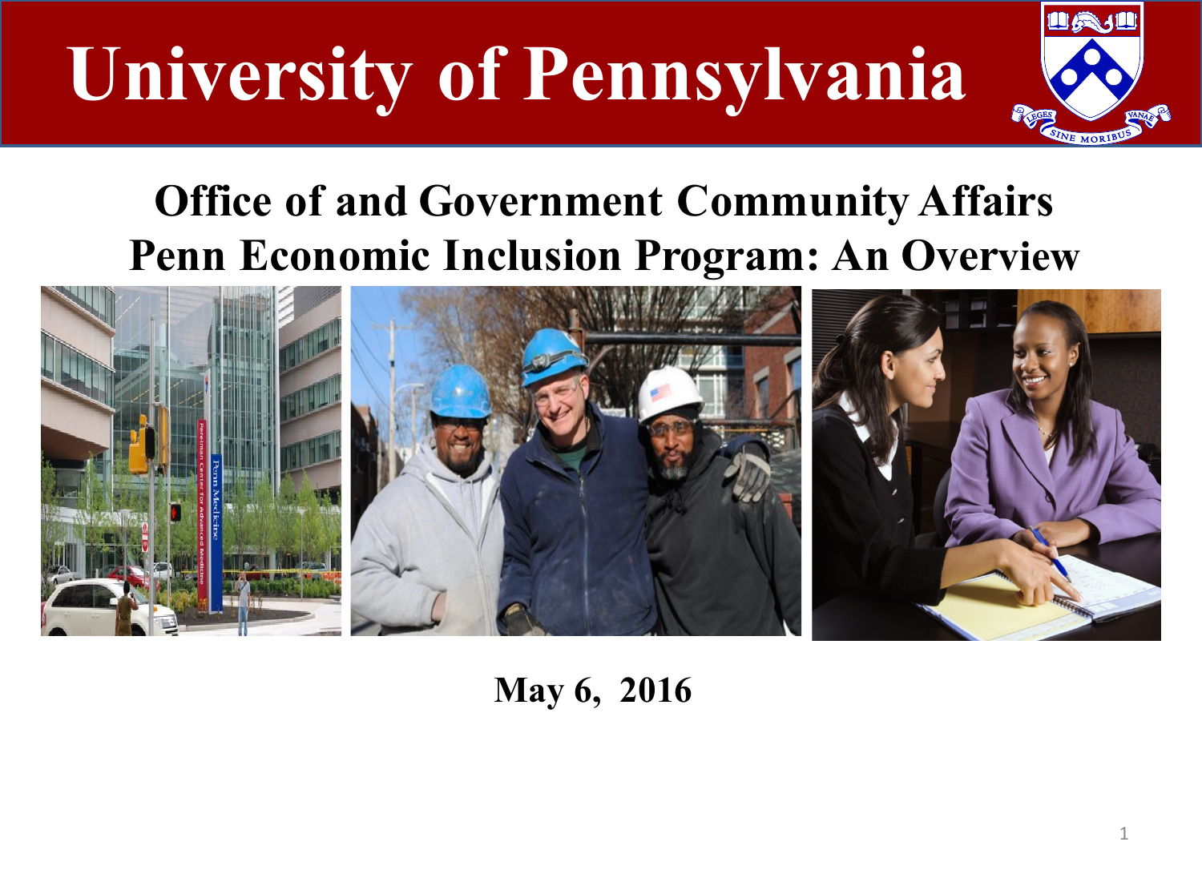# University of Pennsylvania

## Office of and Government Community Affairs
## Penn Economic Inclusion Program: An Overview

**May 6, 2016**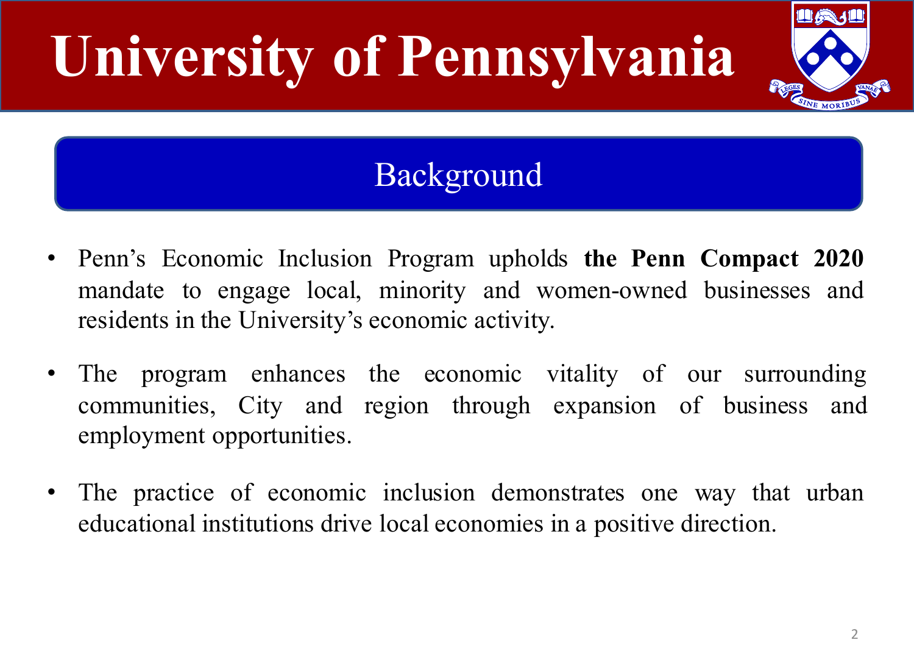# University of Pennsylvania

## Background

- Penn's Economic Inclusion Program upholds **the Penn Compact 2020** mandate to engage local, minority and women-owned businesses and residents in the University's economic activity.

- The program enhances the economic vitality of our surrounding communities, City and region through expansion of business and employment opportunities.

- The practice of economic inclusion demonstrates one way that urban educational institutions drive local economies in a positive direction.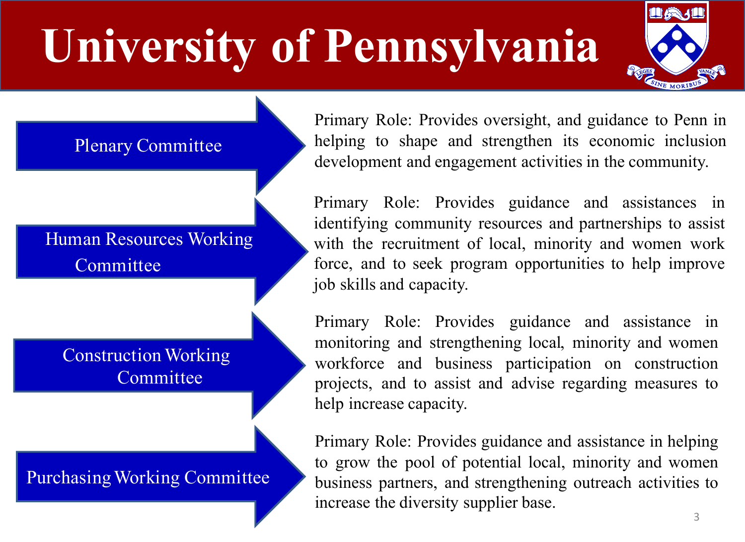# University of Pennsylvania

## Plenary Committee

Primary Role: Provides oversight, and guidance to Penn in helping to shape and strengthen its economic inclusion development and engagement activities in the community.

## Human Resources Working Committee

Primary Role: Provides guidance and assistances in identifying community resources and partnerships to assist with the recruitment of local, minority and women work force, and to seek program opportunities to help improve job skills and capacity.

## Construction Working Committee

Primary Role: Provides guidance and assistance in monitoring and strengthening local, minority and women workforce and business participation on construction projects, and to assist and advise regarding measures to help increase capacity.

## Purchasing Working Committee

Primary Role: Provides guidance and assistance in helping to grow the pool of potential local, minority and women business partners, and strengthening outreach activities to increase the diversity supplier base.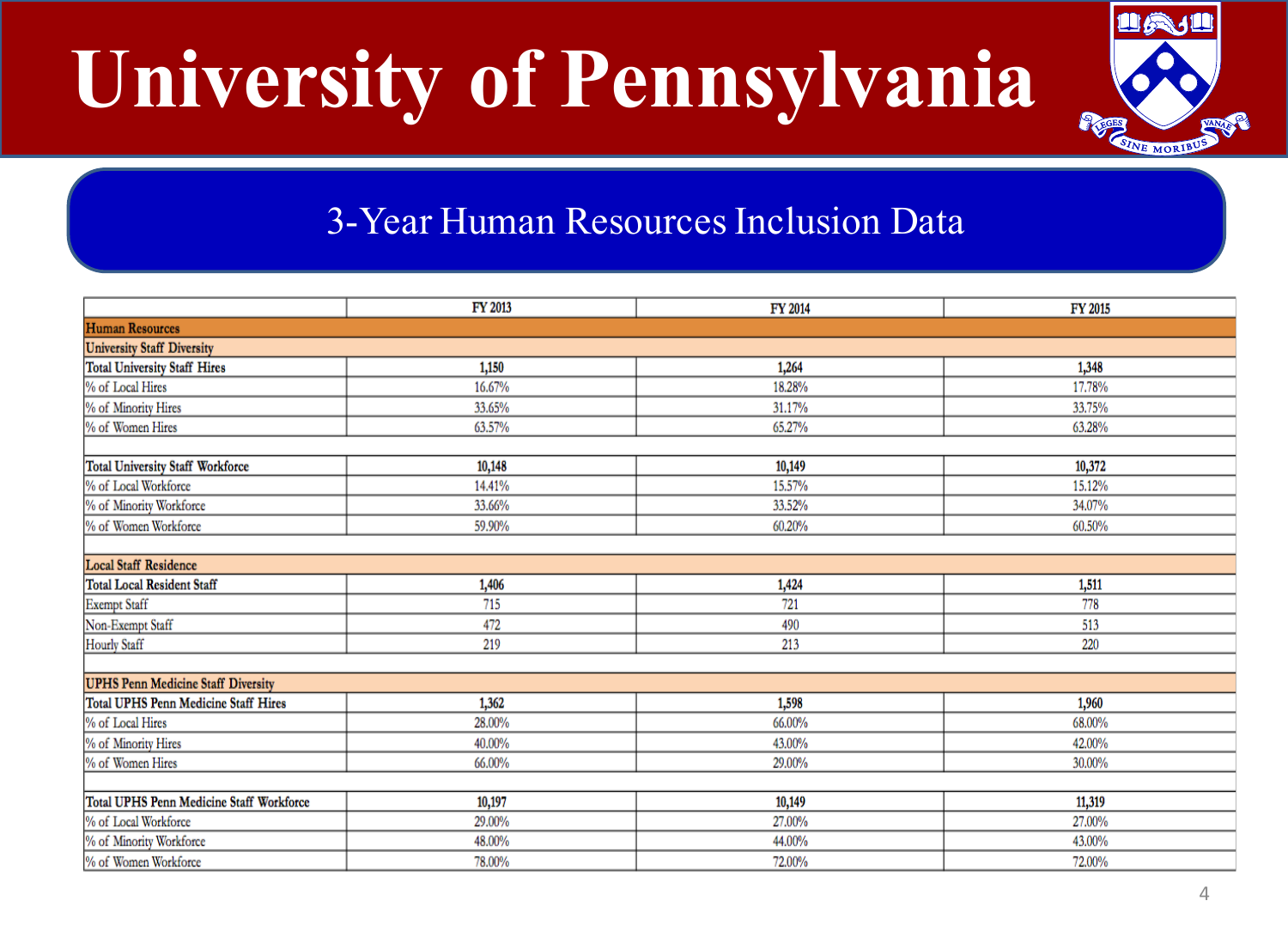# University of Pennsylvania

## 3-Year Human Resources Inclusion Data

| | FY 2013 | FY 2014 | FY 2015 |
|---|---|---|---|
| **Human Resources** | | | |
| **University Staff Diversity** | | | |
| **Total University Staff Hires** | **1,150** | **1,264** | **1,348** |
| % of Local Hires | 16.67% | 18.28% | 17.78% |
| % of Minority Hires | 33.65% | 31.17% | 33.75% |
| % of Women Hires | 63.57% | 65.27% | 63.28% |
| | | | |
| **Total University Staff Workforce** | **10,148** | **10,149** | **10,372** |
| % of Local Workforce | 14.41% | 15.57% | 15.12% |
| % of Minority Workforce | 33.66% | 33.52% | 34.07% |
| % of Women Workforce | 59.90% | 60.20% | 60.50% |
| | | | |
| **Local Staff Residence** | | | |
| **Total Local Resident Staff** | **1,406** | **1,424** | **1,511** |
| Exempt Staff | 715 | 721 | 778 |
| Non-Exempt Staff | 472 | 490 | 513 |
| Hourly Staff | 219 | 213 | 220 |
| | | | |
| **UPHS Penn Medicine Staff Diversity** | | | |
| **Total UPHS Penn Medicine Staff Hires** | **1,362** | **1,598** | **1,960** |
| % of Local Hires | 28.00% | 66.00% | 68.00% |
| % of Minority Hires | 40.00% | 43.00% | 42.00% |
| % of Women Hires | 66.00% | 29.00% | 30.00% |
| | | | |
| **Total UPHS Penn Medicine Staff Workforce** | **10,197** | **10,149** | **11,319** |
| % of Local Workforce | 29.00% | 27.00% | 27.00% |
| % of Minority Workforce | 48.00% | 44.00% | 43.00% |
| % of Women Workforce | 78.00% | 72.00% | 72.00% |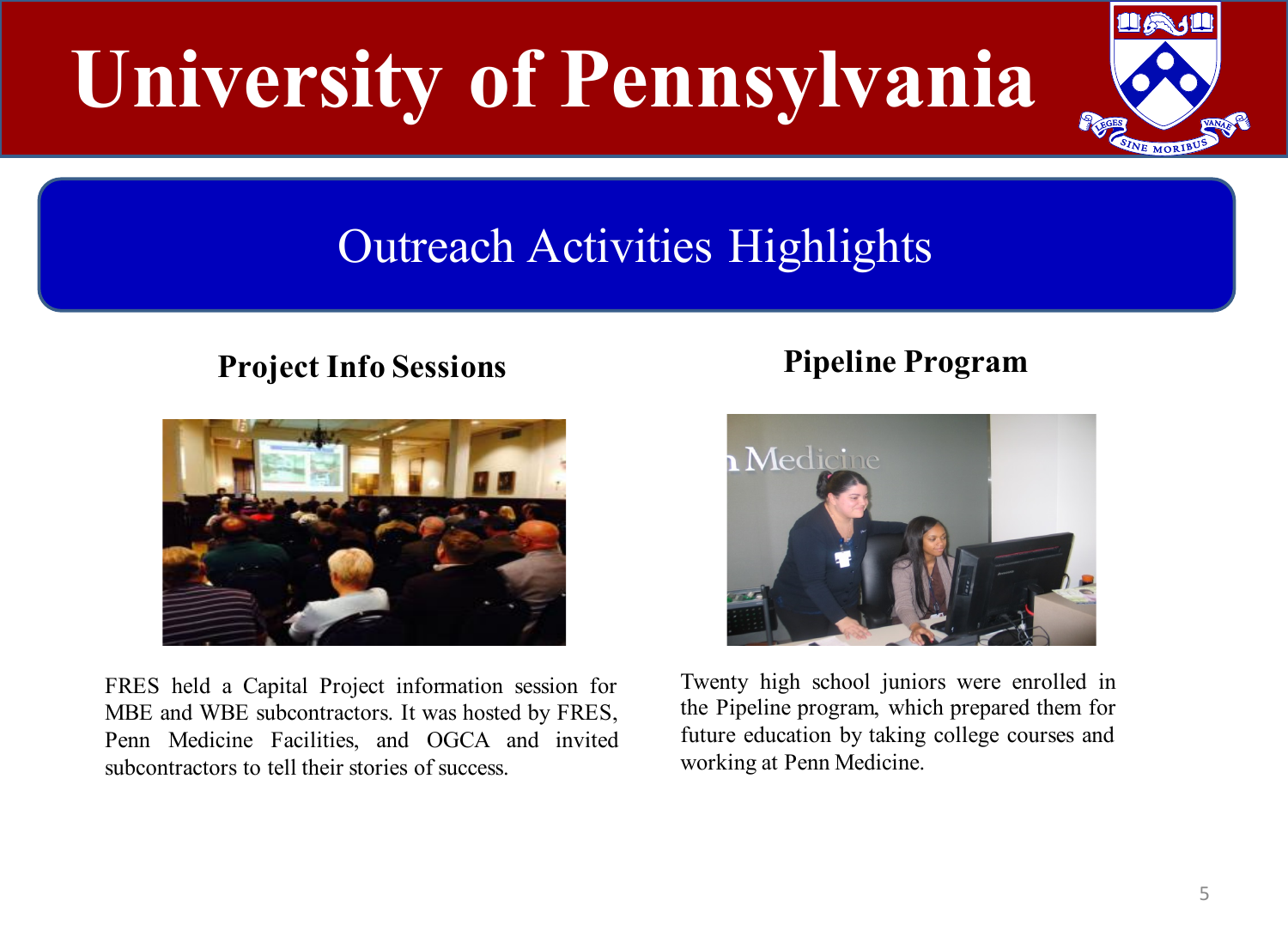# University of Pennsylvania

## Outreach Activities Highlights

### Project Info Sessions

FRES held a Capital Project information session for MBE and WBE subcontractors. It was hosted by FRES, Penn Medicine Facilities, and OGCA and invited subcontractors to tell their stories of success.

### Pipeline Program

Twenty high school juniors were enrolled in the Pipeline program, which prepared them for future education by taking college courses and working at Penn Medicine.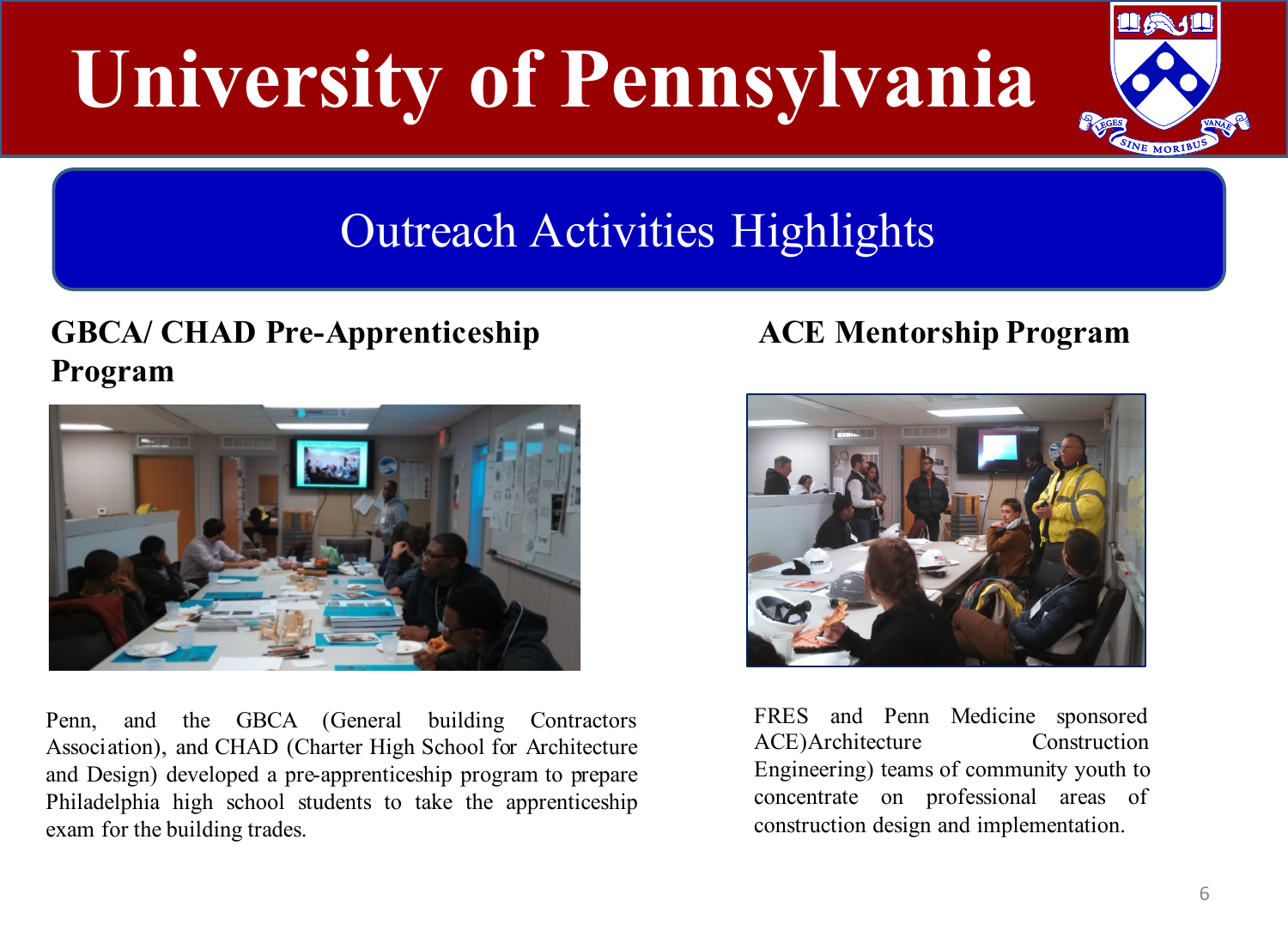# University of Pennsylvania

## Outreach Activities Highlights

### GBCA/ CHAD Pre-Apprenticeship Program

Penn, and the GBCA (General building Contractors Association), and CHAD (Charter High School for Architecture and Design) developed a pre-apprenticeship program to prepare Philadelphia high school students to take the apprenticeship exam for the building trades.

### ACE Mentorship Program

FRES and Penn Medicine sponsored ACE)Architecture Construction Engineering) teams of community youth to concentrate on professional areas of construction design and implementation.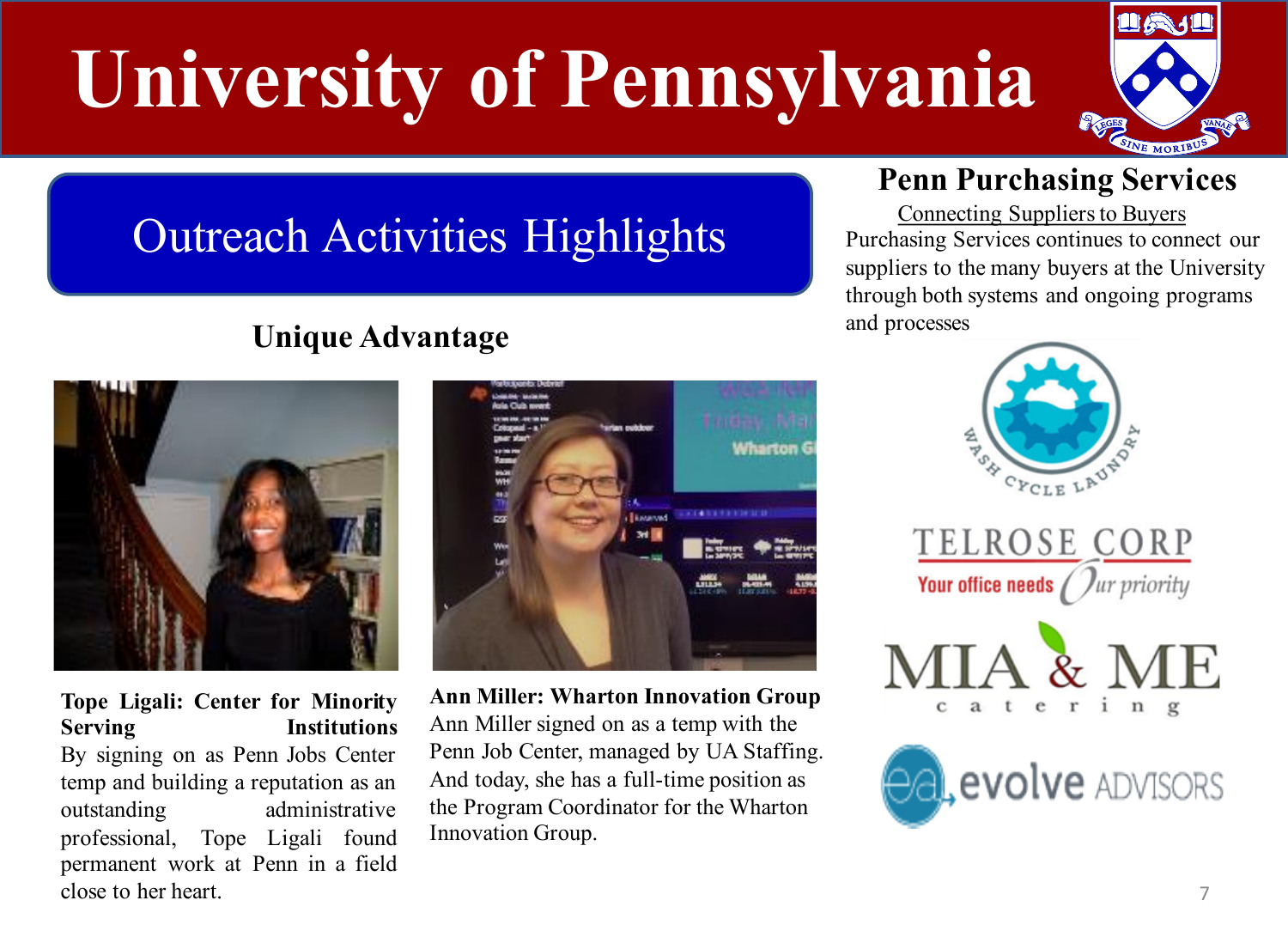# University of Pennsylvania

## Outreach Activities Highlights

### Unique Advantage

**Tope Ligali: Center for Minority Serving Institutions**
By signing on as Penn Jobs Center temp and building a reputation as an outstanding administrative professional, Tope Ligali found permanent work at Penn in a field close to her heart.

**Ann Miller: Wharton Innovation Group**
Ann Miller signed on as a temp with the Penn Job Center, managed by UA Staffing. And today, she has a full-time position as the Program Coordinator for the Wharton Innovation Group.

### Penn Purchasing Services

Connecting Suppliers to Buyers

Purchasing Services continues to connect our suppliers to the many buyers at the University through both systems and ongoing programs and processes

WASH CYCLE LAUNDRY

TELROSE CORP
Your office needs Our priority

MIA & ME
catering

evolve ADVISORS